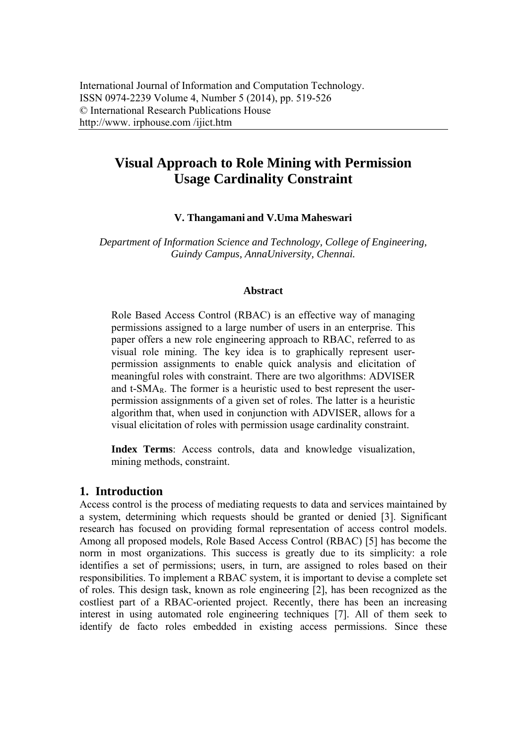# Visual Approach to Role Mining with Permission Usage Cardinality Constraint

**V. Thangamani and V.Uma Maheswari**

*Department of Information Science and Technology, College of Engineering, Guindy Campus, AnnaUniversity, Chennai.*

### Abstract

Role Based Access Control (RBAC) is an effective way of managing permissions assigned to a large number of users in an enterprise. This paper offers a new role engineering approach to RBAC, referred to as visual role mining. The key idea is to graphically represent user-permission assignments to enable quick analysis and elicitation of meaningful roles with constraint. There are two algorithms: ADVISER and t-$SMA_R$. The former is a heuristic used to best represent the user-permission assignments of a given set of roles. The latter is a heuristic algorithm that, when used in conjunction with ADVISER, allows for a visual elicitation of roles with permission usage cardinality constraint.

**Index Terms**: Access controls, data and knowledge visualization, mining methods, constraint.

## 1. Introduction

Access control is the process of mediating requests to data and services maintained by a system, determining which requests should be granted or denied [3]. Significant research has focused on providing formal representation of access control models. Among all proposed models, Role Based Access Control (RBAC) [5] has become the norm in most organizations. This success is greatly due to its simplicity: a role identifies a set of permissions; users, in turn, are assigned to roles based on their responsibilities. To implement a RBAC system, it is important to devise a complete set of roles. This design task, known as role engineering [2], has been recognized as the costliest part of a RBAC-oriented project. Recently, there has been an increasing interest in using automated role engineering techniques [7]. All of them seek to identify de facto roles embedded in existing access permissions. Since these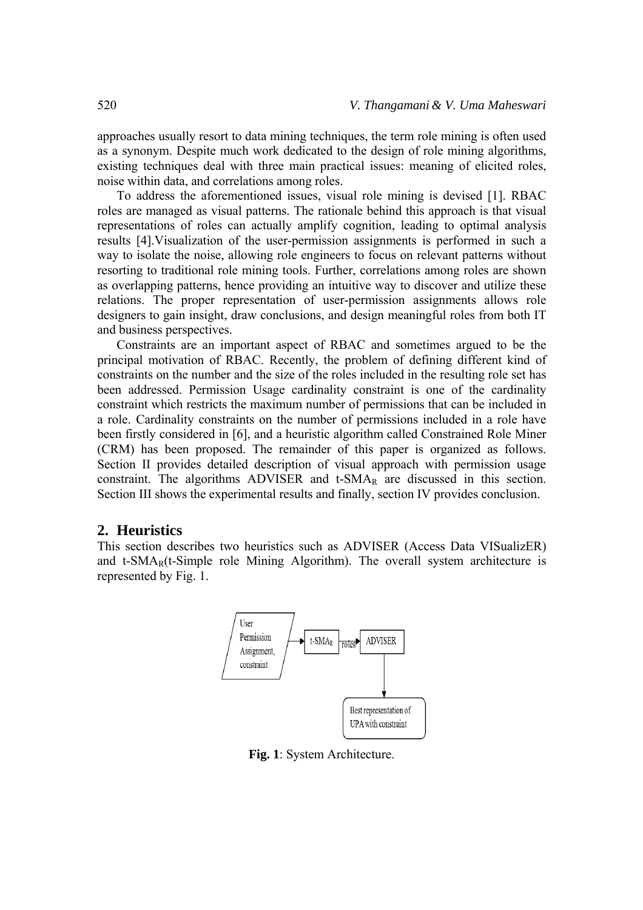approaches usually resort to data mining techniques, the term role mining is often used as a synonym. Despite much work dedicated to the design of role mining algorithms, existing techniques deal with three main practical issues: meaning of elicited roles, noise within data, and correlations among roles.

To address the aforementioned issues, visual role mining is devised [1]. RBAC roles are managed as visual patterns. The rationale behind this approach is that visual representations of roles can actually amplify cognition, leading to optimal analysis results [4].Visualization of the user-permission assignments is performed in such a way to isolate the noise, allowing role engineers to focus on relevant patterns without resorting to traditional role mining tools. Further, correlations among roles are shown as overlapping patterns, hence providing an intuitive way to discover and utilize these relations. The proper representation of user-permission assignments allows role designers to gain insight, draw conclusions, and design meaningful roles from both IT and business perspectives.

Constraints are an important aspect of RBAC and sometimes argued to be the principal motivation of RBAC. Recently, the problem of defining different kind of constraints on the number and the size of the roles included in the resulting role set has been addressed. Permission Usage cardinality constraint is one of the cardinality constraint which restricts the maximum number of permissions that can be included in a role. Cardinality constraints on the number of permissions included in a role have been firstly considered in [6], and a heuristic algorithm called Constrained Role Miner (CRM) has been proposed. The remainder of this paper is organized as follows. Section II provides detailed description of visual approach with permission usage constraint. The algorithms ADVISER and t-$SMA_R$ are discussed in this section. Section III shows the experimental results and finally, section IV provides conclusion.

## 2. Heuristics

This section describes two heuristics such as ADVISER (Access Data VISualizER) and t-$SMA_R$(t-Simple role Mining Algorithm). The overall system architecture is represented by Fig. 1.

User Permission Assignment, constraint

t-$SMA_R$

roles

ADVISER

Best representation of UPA with constraint

**Fig. 1**: System Architecture.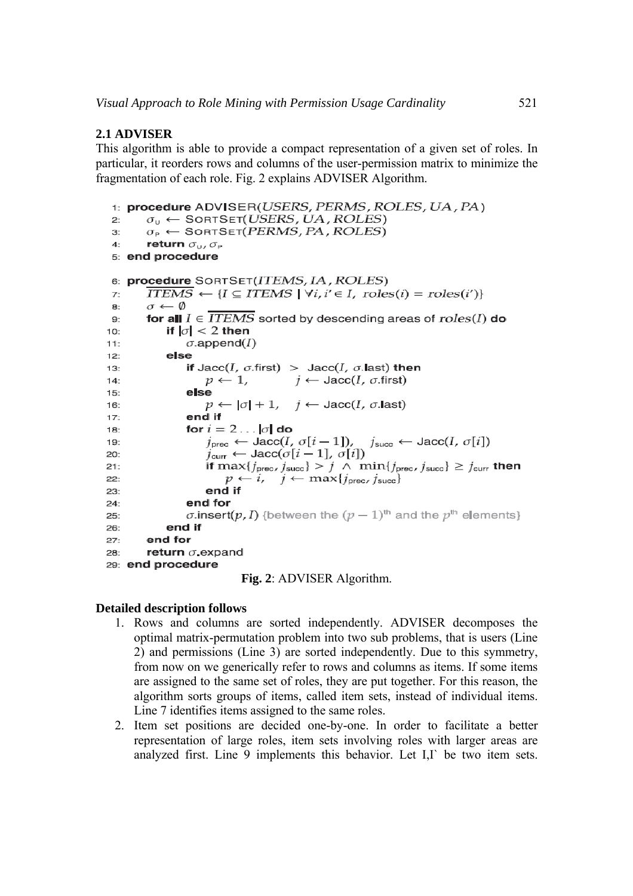## 2.1 ADVISER

This algorithm is able to provide a compact representation of a given set of roles. In particular, it reorders rows and columns of the user-permission matrix to minimize the fragmentation of each role. Fig. 2 explains ADVISER Algorithm.

```
1: procedure ADVISER(USERS, PERMS, ROLES, UA, PA)
2:     σ_U ← SORTSET(USERS, UA, ROLES)
3:     σ_P ← SORTSET(PERMS, PA, ROLES)
4:     return σ_U, σ_P
5: end procedure

6: procedure SORTSET(ITEMS, IA, ROLES)
7:     ITEMS‾ ← {I ⊆ ITEMS | ∀i, i' ∈ I, roles(i) = roles(i')}
8:     σ ← ∅
9:     for all I ∈ ITEMS‾ sorted by descending areas of roles(I) do
10:        if |σ| < 2 then
11:            σ.append(I)
12:        else
13:            if Jacc(I, σ.first) > Jacc(I, σ.last) then
14:                p ← 1,        j ← Jacc(I, σ.first)
15:            else
16:                p ← |σ| + 1,  j ← Jacc(I, σ.last)
17:            end if
18:            for i = 2 ... |σ| do
19:                j_prec ← Jacc(I, σ[i − 1]),   j_succ ← Jacc(I, σ[i])
20:                j_curr ← Jacc(σ[i − 1], σ[i])
21:                if max{j_prec, j_succ} > j ∧ min{j_prec, j_succ} ≥ j_curr then
22:                    p ← i,   j ← max{j_prec, j_succ}
23:                end if
24:            end for
25:            σ.insert(p, I) {between the (p − 1)th and the pth elements}
26:        end if
27:    end for
28:    return σ.expand
29: end procedure
```

**Fig. 2**: ADVISER Algorithm.

**Detailed description follows**

1. Rows and columns are sorted independently. ADVISER decomposes the optimal matrix-permutation problem into two sub problems, that is users (Line 2) and permissions (Line 3) are sorted independently. Due to this symmetry, from now on we generically refer to rows and columns as items. If some items are assigned to the same set of roles, they are put together. For this reason, the algorithm sorts groups of items, called item sets, instead of individual items. Line 7 identifies items assigned to the same roles.
2. Item set positions are decided one-by-one. In order to facilitate a better representation of large roles, item sets involving roles with larger areas are analyzed first. Line 9 implements this behavior. Let I,I` be two item sets.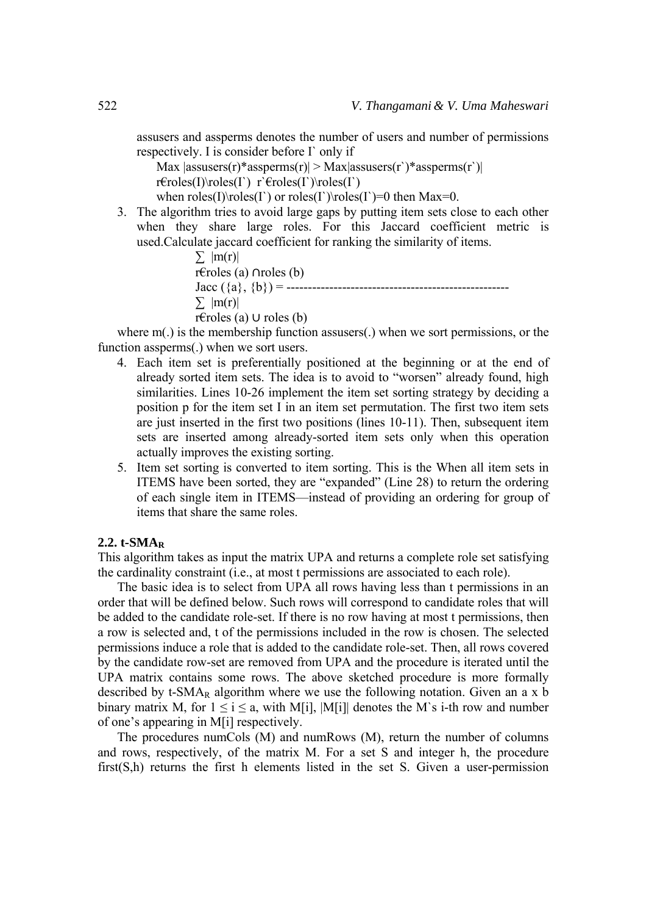assusers and assperms denotes the number of users and number of permissions respectively. I is consider before I` only if

$$\max_{r \in roles(I) \setminus roles(I`)} |assusers(r) * assperms(r)| > \max_{r` \in roles(I`) \setminus roles(I`)} |assusers(r`) * assperms(r`)|$$

when roles(I)\roles(I`) or roles(I`)\roles(I`)=0 then Max=0.

3. The algorithm tries to avoid large gaps by putting item sets close to each other when they share large roles. For this Jaccard coefficient metric is used.Calculate jaccard coefficient for ranking the similarity of items.

$$Jacc(\{a\}, \{b\}) = \frac{\sum_{r \in roles(a) \cap roles(b)} |m(r)|}{\sum_{r \in roles(a) \cup roles(b)} |m(r)|}$$

where m(.) is the membership function assusers(.) when we sort permissions, or the function assperms(.) when we sort users.

4. Each item set is preferentially positioned at the beginning or at the end of already sorted item sets. The idea is to avoid to "worsen" already found, high similarities. Lines 10-26 implement the item set sorting strategy by deciding a position p for the item set I in an item set permutation. The first two item sets are just inserted in the first two positions (lines 10-11). Then, subsequent item sets are inserted among already-sorted item sets only when this operation actually improves the existing sorting.
5. Item set sorting is converted to item sorting. This is the When all item sets in ITEMS have been sorted, they are "expanded" (Line 28) to return the ordering of each single item in ITEMS—instead of providing an ordering for group of items that share the same roles.

### 2.2. t-SMA$_R$

This algorithm takes as input the matrix UPA and returns a complete role set satisfying the cardinality constraint (i.e., at most t permissions are associated to each role).

The basic idea is to select from UPA all rows having less than t permissions in an order that will be defined below. Such rows will correspond to candidate roles that will be added to the candidate role-set. If there is no row having at most t permissions, then a row is selected and, t of the permissions included in the row is chosen. The selected permissions induce a role that is added to the candidate role-set. Then, all rows covered by the candidate row-set are removed from UPA and the procedure is iterated until the UPA matrix contains some rows. The above sketched procedure is more formally described by t-SMA$_R$ algorithm where we use the following notation. Given an a x b binary matrix M, for $1 \leq i \leq a$, with M[i], |M[i]| denotes the M`s i-th row and number of one's appearing in M[i] respectively.

The procedures numCols (M) and numRows (M), return the number of columns and rows, respectively, of the matrix M. For a set S and integer h, the procedure first(S,h) returns the first h elements listed in the set S. Given a user-permission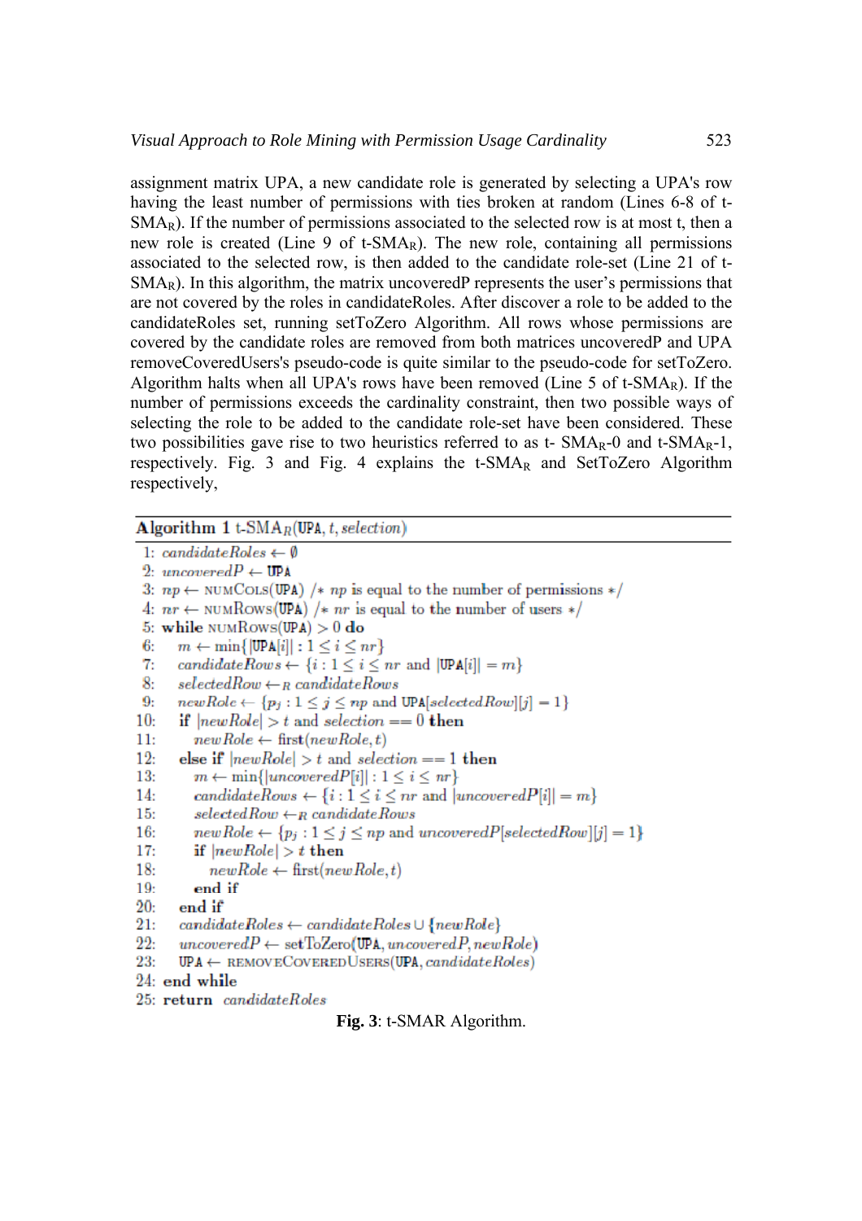assignment matrix UPA, a new candidate role is generated by selecting a UPA's row having the least number of permissions with ties broken at random (Lines 6-8 of t-$SMA_R$). If the number of permissions associated to the selected row is at most t, then a new role is created (Line 9 of t-$SMA_R$). The new role, containing all permissions associated to the selected row, is then added to the candidate role-set (Line 21 of t-$SMA_R$). In this algorithm, the matrix uncoveredP represents the user's permissions that are not covered by the roles in candidateRoles. After discover a role to be added to the candidateRoles set, running setToZero Algorithm. All rows whose permissions are covered by the candidate roles are removed from both matrices uncoveredP and UPA removeCoveredUsers's pseudo-code is quite similar to the pseudo-code for setToZero. Algorithm halts when all UPA's rows have been removed (Line 5 of t-$SMA_R$). If the number of permissions exceeds the cardinality constraint, then two possible ways of selecting the role to be added to the candidate role-set have been considered. These two possibilities gave rise to two heuristics referred to as t- $SMA_R$-0 and t-$SMA_R$-1, respectively. Fig. 3 and Fig. 4 explains the t-$SMA_R$ and SetToZero Algorithm respectively,

**Algorithm 1** t-$SMA_R$(UPA, $t$, $selection$)

```
1:  candidateRoles ← ∅
2:  uncoveredP ← UPA
3:  np ← NUMCOLS(UPA) /* np is equal to the number of permissions */
4:  nr ← NUMROWS(UPA) /* nr is equal to the number of users */
5:  while NUMROWS(UPA) > 0 do
6:     m ← min{|UPA[i]| : 1 ≤ i ≤ nr}
7:     candidateRows ← {i : 1 ≤ i ≤ nr and |UPA[i]| = m}
8:     selectedRow ←R candidateRows
9:     newRole ← {p_j : 1 ≤ j ≤ np and UPA[selectedRow][j] = 1}
10:    if |newRole| > t and selection == 0 then
11:       newRole ← first(newRole, t)
12:    else if |newRole| > t and selection == 1 then
13:       m ← min{|uncoveredP[i]| : 1 ≤ i ≤ nr}
14:       candidateRows ← {i : 1 ≤ i ≤ nr and |uncoveredP[i]| = m}
15:       selectedRow ←R candidateRows
16:       newRole ← {p_j : 1 ≤ j ≤ np and uncoveredP[selectedRow][j] = 1}
17:       if |newRole| > t then
18:          newRole ← first(newRole, t)
19:       end if
20:    end if
21:    candidateRoles ← candidateRoles ∪ {newRole}
22:    uncoveredP ← setToZero(UPA, uncoveredP, newRole)
23:    UPA ← REMOVECOVEREDUSERS(UPA, candidateRoles)
24: end while
25: return candidateRoles
```

**Fig. 3**: t-SMAR Algorithm.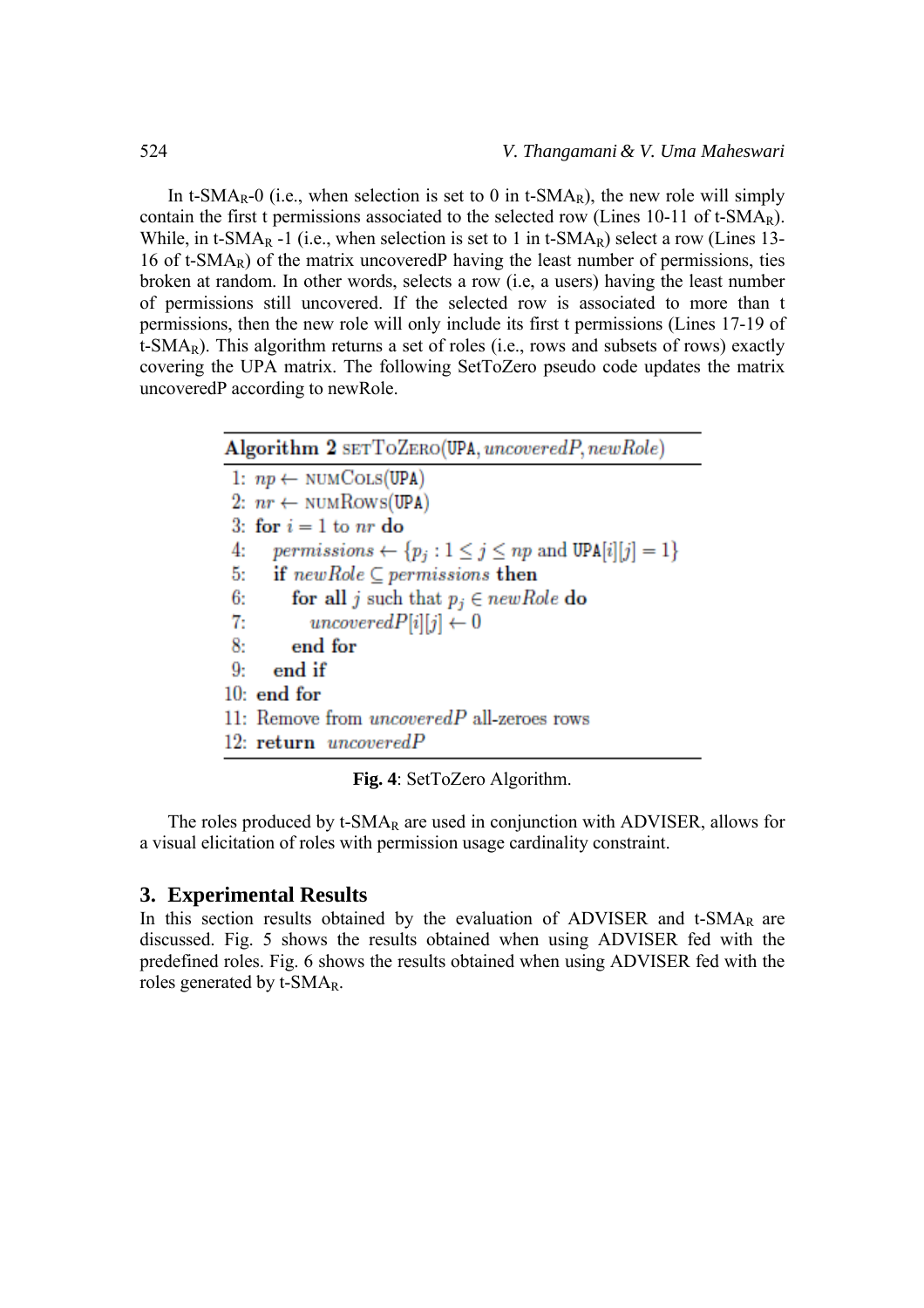In t-SMA$_R$-0 (i.e., when selection is set to 0 in t-SMA$_R$), the new role will simply contain the first t permissions associated to the selected row (Lines 10-11 of t-SMA$_R$). While, in t-SMA$_R$ -1 (i.e., when selection is set to 1 in t-SMA$_R$) select a row (Lines 13-16 of t-SMA$_R$) of the matrix uncoveredP having the least number of permissions, ties broken at random. In other words, selects a row (i.e, a users) having the least number of permissions still uncovered. If the selected row is associated to more than t permissions, then the new role will only include its first t permissions (Lines 17-19 of t-SMA$_R$). This algorithm returns a set of roles (i.e., rows and subsets of rows) exactly covering the UPA matrix. The following SetToZero pseudo code updates the matrix uncoveredP according to newRole.

**Algorithm 2** SETTOZERO(UPA, *uncoveredP*, *newRole*)

```
1:  np ← NUMCOLS(UPA)
2:  nr ← NUMROWS(UPA)
3:  for i = 1 to nr do
4:    permissions ← {p_j : 1 ≤ j ≤ np and UPA[i][j] = 1}
5:    if newRole ⊆ permissions then
6:      for all j such that p_j ∈ newRole do
7:        uncoveredP[i][j] ← 0
8:      end for
9:    end if
10: end for
11: Remove from uncoveredP all-zeroes rows
12: return uncoveredP
```

**Fig. 4**: SetToZero Algorithm.

The roles produced by t-SMA$_R$ are used in conjunction with ADVISER, allows for a visual elicitation of roles with permission usage cardinality constraint.

## 3. Experimental Results

In this section results obtained by the evaluation of ADVISER and t-SMA$_R$ are discussed. Fig. 5 shows the results obtained when using ADVISER fed with the predefined roles. Fig. 6 shows the results obtained when using ADVISER fed with the roles generated by t-SMA$_R$.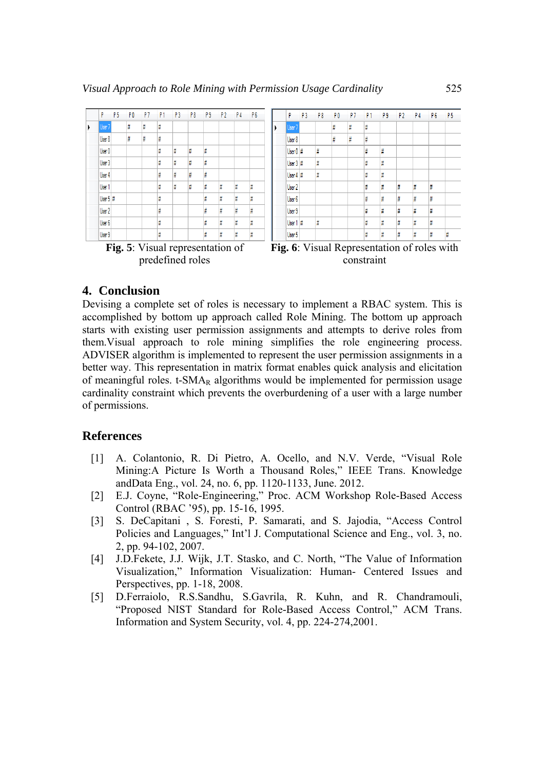| P | P5 | P0 | P7 | P1 | P3 | P8 | P9 | P2 | P4 | P6 |
|---|---|---|---|---|---|---|---|---|---|---|
| User 7 | | # | # | # | | | | | | |
| User 8 | | # | # | # | | | | | | |
| User 0 | | | | # | # | # | # | | | |
| User 3 | | | | # | # | # | # | | | |
| User 4 | | | | # | # | # | # | | | |
| User 1 | | | | # | # | # | # | # | # | # |
| User 5 | # | | | # | | | # | # | # | # |
| User 2 | | | | # | | | # | # | # | # |
| User 6 | | | | # | | | # | # | # | # |
| User 9 | | | | # | | | # | # | # | # |

**Fig. 5**: Visual representation of predefined roles

| P | P3 | P8 | P0 | P7 | P1 | P9 | P2 | P4 | P6 | P5 |
|---|---|---|---|---|---|---|---|---|---|---|
| User 7 | | | # | # | # | | | | | |
| User 8 | | | # | # | # | | | | | |
| User 0 | # | # | | | # | # | | | | |
| User 3 | # | # | | | # | # | | | | |
| User 4 | # | # | | | # | # | | | | |
| User 2 | | | | | # | # | # | # | # | |
| User 6 | | | | | # | # | # | # | # | |
| User 9 | | | | | # | # | # | # | # | |
| User 1 | # | # | | | # | # | # | # | # | |
| User 5 | | | | | # | # | # | # | # | # |

**Fig. 6**: Visual Representation of roles with constraint

## 4. Conclusion

Devising a complete set of roles is necessary to implement a RBAC system. This is accomplished by bottom up approach called Role Mining. The bottom up approach starts with existing user permission assignments and attempts to derive roles from them.Visual approach to role mining simplifies the role engineering process. ADVISER algorithm is implemented to represent the user permission assignments in a better way. This representation in matrix format enables quick analysis and elicitation of meaningful roles. t-SMA$_R$ algorithms would be implemented for permission usage cardinality constraint which prevents the overburdening of a user with a large number of permissions.

## References

[1] A. Colantonio, R. Di Pietro, A. Ocello, and N.V. Verde, "Visual Role Mining:A Picture Is Worth a Thousand Roles," IEEE Trans. Knowledge andData Eng., vol. 24, no. 6, pp. 1120-1133, June. 2012.

[2] E.J. Coyne, "Role-Engineering," Proc. ACM Workshop Role-Based Access Control (RBAC '95), pp. 15-16, 1995.

[3] S. DeCapitani , S. Foresti, P. Samarati, and S. Jajodia, "Access Control Policies and Languages," Int'l J. Computational Science and Eng., vol. 3, no. 2, pp. 94-102, 2007.

[4] J.D.Fekete, J.J. Wijk, J.T. Stasko, and C. North, "The Value of Information Visualization," Information Visualization: Human- Centered Issues and Perspectives, pp. 1-18, 2008.

[5] D.Ferraiolo, R.S.Sandhu, S.Gavrila, R. Kuhn, and R. Chandramouli, "Proposed NIST Standard for Role-Based Access Control," ACM Trans. Information and System Security, vol. 4, pp. 224-274,2001.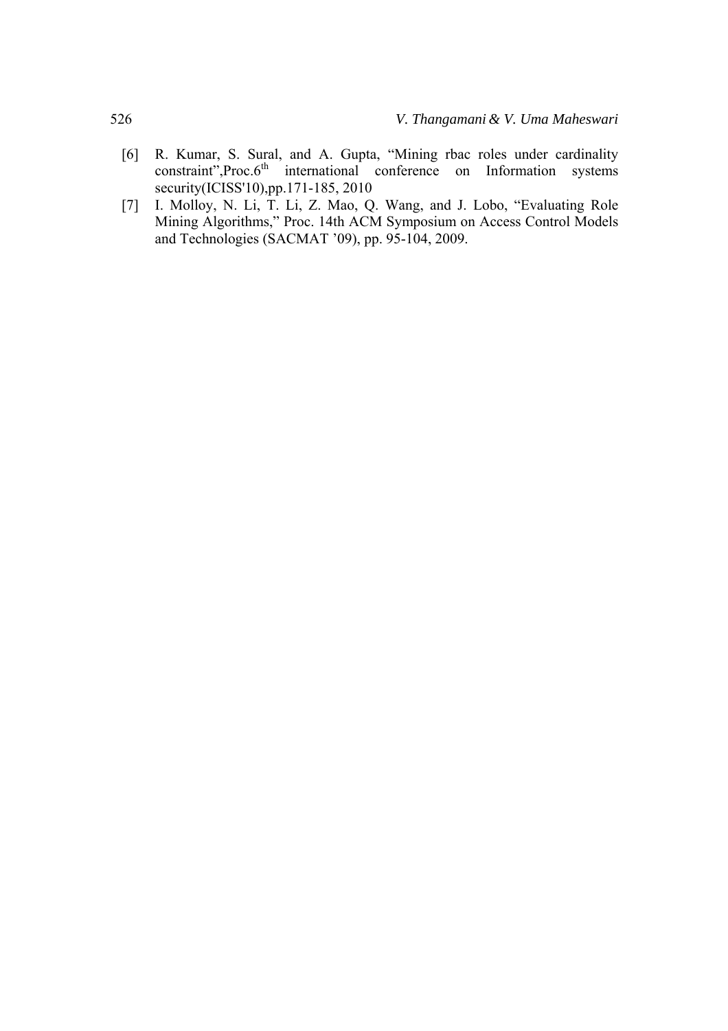[6] R. Kumar, S. Sural, and A. Gupta, "Mining rbac roles under cardinality constraint",Proc.6th international conference on Information systems security(ICISS'10),pp.171-185, 2010

[7] I. Molloy, N. Li, T. Li, Z. Mao, Q. Wang, and J. Lobo, "Evaluating Role Mining Algorithms," Proc. 14th ACM Symposium on Access Control Models and Technologies (SACMAT '09), pp. 95-104, 2009.